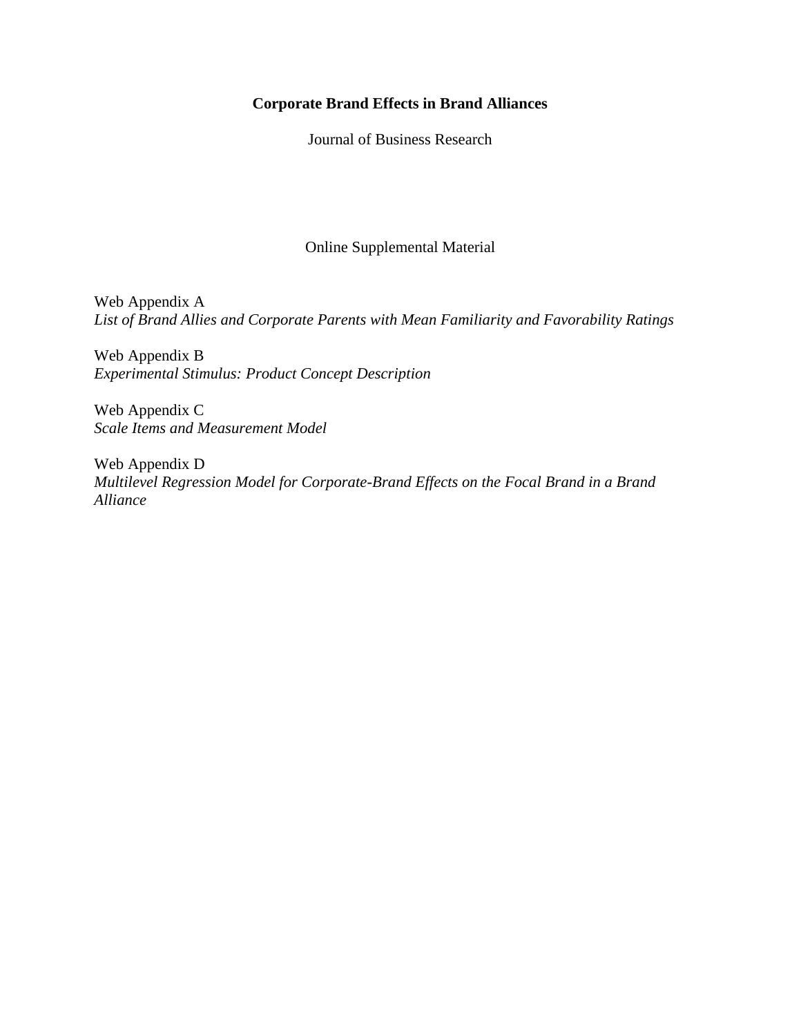# Corporate Brand Effects in Brand Alliances

Journal of Business Research

Online Supplemental Material

Web Appendix A
*List of Brand Allies and Corporate Parents with Mean Familiarity and Favorability Ratings*

Web Appendix B
*Experimental Stimulus: Product Concept Description*

Web Appendix C
*Scale Items and Measurement Model*

Web Appendix D
*Multilevel Regression Model for Corporate-Brand Effects on the Focal Brand in a Brand Alliance*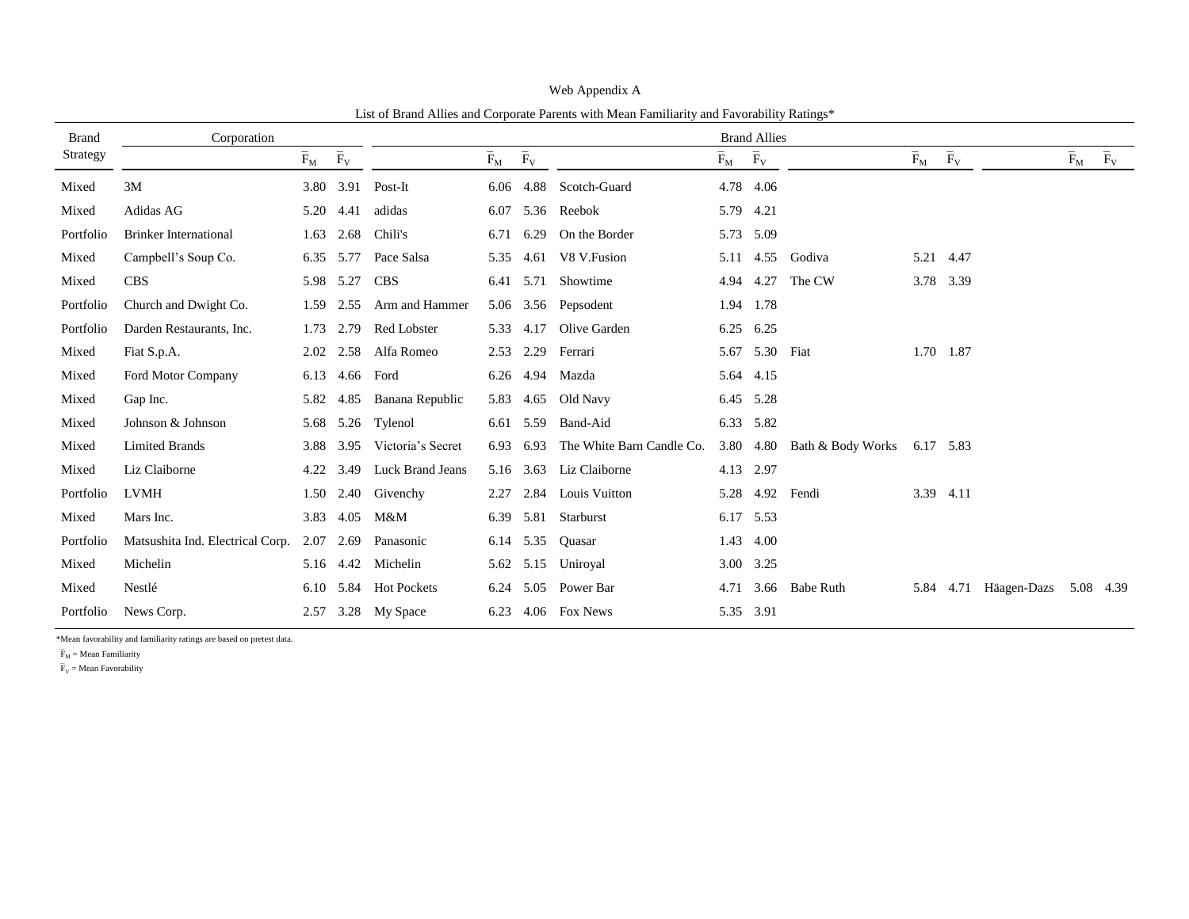Web Appendix A

List of Brand Allies and Corporate Parents with Mean Familiarity and Favorability Ratings*

| Brand Strategy | Corporation | $\bar{F}_M$ | $\bar{F}_V$ | Brand Allies | $\bar{F}_M$ | $\bar{F}_V$ | | $\bar{F}_M$ | $\bar{F}_V$ | | $\bar{F}_M$ | $\bar{F}_V$ | | $\bar{F}_M$ | $\bar{F}_V$ |
|---|---|---|---|---|---|---|---|---|---|---|---|---|---|---|---|
| Mixed | 3M | 3.80 | 3.91 | Post-It | 6.06 | 4.88 | Scotch-Guard | 4.78 | 4.06 | | | | | | |
| Mixed | Adidas AG | 5.20 | 4.41 | adidas | 6.07 | 5.36 | Reebok | 5.79 | 4.21 | | | | | | |
| Portfolio | Brinker International | 1.63 | 2.68 | Chili's | 6.71 | 6.29 | On the Border | 5.73 | 5.09 | | | | | | |
| Mixed | Campbell’s Soup Co. | 6.35 | 5.77 | Pace Salsa | 5.35 | 4.61 | V8 V.Fusion | 5.11 | 4.55 | Godiva | 5.21 | 4.47 | | | |
| Mixed | CBS | 5.98 | 5.27 | CBS | 6.41 | 5.71 | Showtime | 4.94 | 4.27 | The CW | 3.78 | 3.39 | | | |
| Portfolio | Church and Dwight Co. | 1.59 | 2.55 | Arm and Hammer | 5.06 | 3.56 | Pepsodent | 1.94 | 1.78 | | | | | | |
| Portfolio | Darden Restaurants, Inc. | 1.73 | 2.79 | Red Lobster | 5.33 | 4.17 | Olive Garden | 6.25 | 6.25 | | | | | | |
| Mixed | Fiat S.p.A. | 2.02 | 2.58 | Alfa Romeo | 2.53 | 2.29 | Ferrari | 5.67 | 5.30 | Fiat | 1.70 | 1.87 | | | |
| Mixed | Ford Motor Company | 6.13 | 4.66 | Ford | 6.26 | 4.94 | Mazda | 5.64 | 4.15 | | | | | | |
| Mixed | Gap Inc. | 5.82 | 4.85 | Banana Republic | 5.83 | 4.65 | Old Navy | 6.45 | 5.28 | | | | | | |
| Mixed | Johnson & Johnson | 5.68 | 5.26 | Tylenol | 6.61 | 5.59 | Band-Aid | 6.33 | 5.82 | | | | | | |
| Mixed | Limited Brands | 3.88 | 3.95 | Victoria’s Secret | 6.93 | 6.93 | The White Barn Candle Co. | 3.80 | 4.80 | Bath & Body Works | 6.17 | 5.83 | | | |
| Mixed | Liz Claiborne | 4.22 | 3.49 | Luck Brand Jeans | 5.16 | 3.63 | Liz Claiborne | 4.13 | 2.97 | | | | | | |
| Portfolio | LVMH | 1.50 | 2.40 | Givenchy | 2.27 | 2.84 | Louis Vuitton | 5.28 | 4.92 | Fendi | 3.39 | 4.11 | | | |
| Mixed | Mars Inc. | 3.83 | 4.05 | M&M | 6.39 | 5.81 | Starburst | 6.17 | 5.53 | | | | | | |
| Portfolio | Matsushita Ind. Electrical Corp. | 2.07 | 2.69 | Panasonic | 6.14 | 5.35 | Quasar | 1.43 | 4.00 | | | | | | |
| Mixed | Michelin | 5.16 | 4.42 | Michelin | 5.62 | 5.15 | Uniroyal | 3.00 | 3.25 | | | | | | |
| Mixed | Nestlé | 6.10 | 5.84 | Hot Pockets | 6.24 | 5.05 | Power Bar | 4.71 | 3.66 | Babe Ruth | 5.84 | 4.71 | Häagen-Dazs | 5.08 | 4.39 |
| Portfolio | News Corp. | 2.57 | 3.28 | My Space | 6.23 | 4.06 | Fox News | 5.35 | 3.91 | | | | | | |

*Mean favorability and familiarity ratings are based on pretest data.

$\bar{F}_M$ = Mean Familiarity

$\bar{F}_V$ = Mean Favorability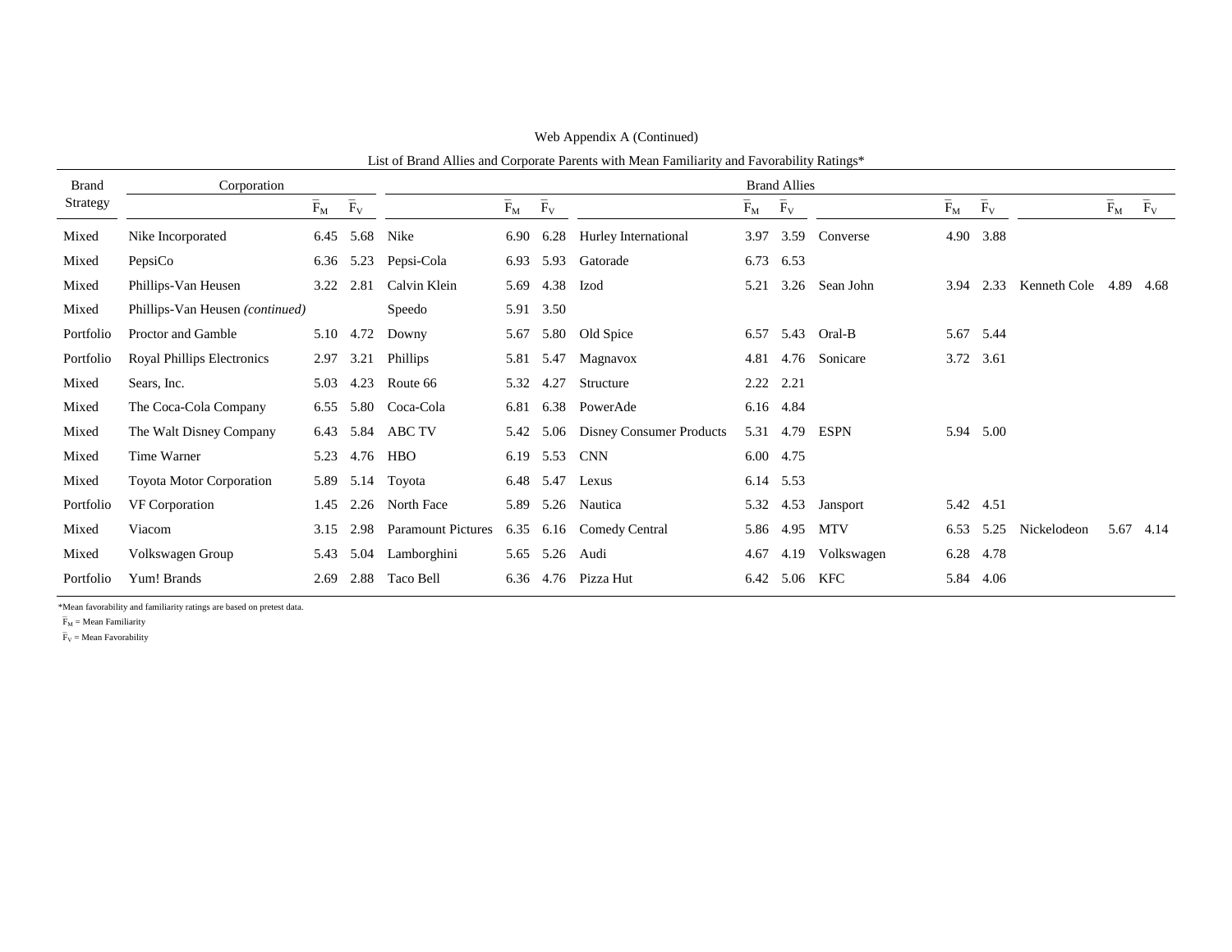Web Appendix A (Continued)

List of Brand Allies and Corporate Parents with Mean Familiarity and Favorability Ratings*

| Brand Strategy | Corporation | $\overline{F}_M$ | $\overline{F}_V$ | Brand Allies | $\overline{F}_M$ | $\overline{F}_V$ | | $\overline{F}_M$ | $\overline{F}_V$ | | $\overline{F}_M$ | $\overline{F}_V$ | | $\overline{F}_M$ | $\overline{F}_V$ |
|---|---|---|---|---|---|---|---|---|---|---|---|---|---|---|---|
| Mixed | Nike Incorporated | 6.45 | 5.68 | Nike | 6.90 | 6.28 | Hurley International | 3.97 | 3.59 | Converse | 4.90 | 3.88 | | | |
| Mixed | PepsiCo | 6.36 | 5.23 | Pepsi-Cola | 6.93 | 5.93 | Gatorade | 6.73 | 6.53 | | | | | | |
| Mixed | Phillips-Van Heusen | 3.22 | 2.81 | Calvin Klein | 5.69 | 4.38 | Izod | 5.21 | 3.26 | Sean John | 3.94 | 2.33 | Kenneth Cole | 4.89 | 4.68 |
| Mixed | Phillips-Van Heusen *(continued)* | | | Speedo | 5.91 | 3.50 | | | | | | | | | |
| Portfolio | Proctor and Gamble | 5.10 | 4.72 | Downy | 5.67 | 5.80 | Old Spice | 6.57 | 5.43 | Oral-B | 5.67 | 5.44 | | | |
| Portfolio | Royal Phillips Electronics | 2.97 | 3.21 | Phillips | 5.81 | 5.47 | Magnavox | 4.81 | 4.76 | Sonicare | 3.72 | 3.61 | | | |
| Mixed | Sears, Inc. | 5.03 | 4.23 | Route 66 | 5.32 | 4.27 | Structure | 2.22 | 2.21 | | | | | | |
| Mixed | The Coca-Cola Company | 6.55 | 5.80 | Coca-Cola | 6.81 | 6.38 | PowerAde | 6.16 | 4.84 | | | | | | |
| Mixed | The Walt Disney Company | 6.43 | 5.84 | ABC TV | 5.42 | 5.06 | Disney Consumer Products | 5.31 | 4.79 | ESPN | 5.94 | 5.00 | | | |
| Mixed | Time Warner | 5.23 | 4.76 | HBO | 6.19 | 5.53 | CNN | 6.00 | 4.75 | | | | | | |
| Mixed | Toyota Motor Corporation | 5.89 | 5.14 | Toyota | 6.48 | 5.47 | Lexus | 6.14 | 5.53 | | | | | | |
| Portfolio | VF Corporation | 1.45 | 2.26 | North Face | 5.89 | 5.26 | Nautica | 5.32 | 4.53 | Jansport | 5.42 | 4.51 | | | |
| Mixed | Viacom | 3.15 | 2.98 | Paramount Pictures | 6.35 | 6.16 | Comedy Central | 5.86 | 4.95 | MTV | 6.53 | 5.25 | Nickelodeon | 5.67 | 4.14 |
| Mixed | Volkswagen Group | 5.43 | 5.04 | Lamborghini | 5.65 | 5.26 | Audi | 4.67 | 4.19 | Volkswagen | 6.28 | 4.78 | | | |
| Portfolio | Yum! Brands | 2.69 | 2.88 | Taco Bell | 6.36 | 4.76 | Pizza Hut | 6.42 | 5.06 | KFC | 5.84 | 4.06 | | | |

*Mean favorability and familiarity ratings are based on pretest data.

$\overline{F}_M$ = Mean Familiarity

$\overline{F}_V$ = Mean Favorability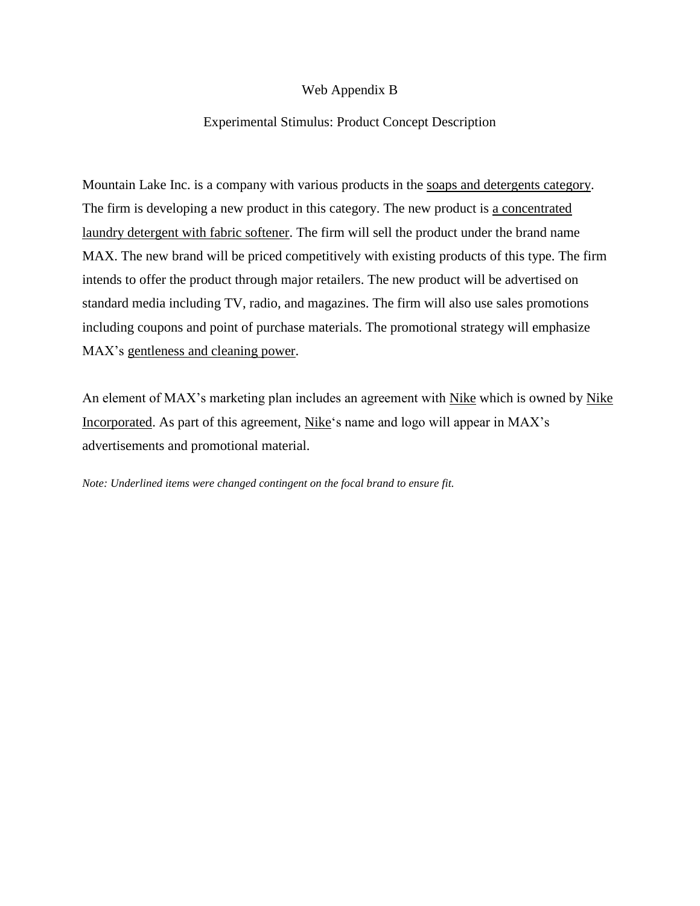# Web Appendix B

## Experimental Stimulus: Product Concept Description

Mountain Lake Inc. is a company with various products in the soaps and detergents category. The firm is developing a new product in this category. The new product is a concentrated laundry detergent with fabric softener. The firm will sell the product under the brand name MAX. The new brand will be priced competitively with existing products of this type. The firm intends to offer the product through major retailers. The new product will be advertised on standard media including TV, radio, and magazines. The firm will also use sales promotions including coupons and point of purchase materials. The promotional strategy will emphasize MAX's gentleness and cleaning power.

An element of MAX's marketing plan includes an agreement with Nike which is owned by Nike Incorporated. As part of this agreement, Nike's name and logo will appear in MAX's advertisements and promotional material.

*Note: Underlined items were changed contingent on the focal brand to ensure fit.*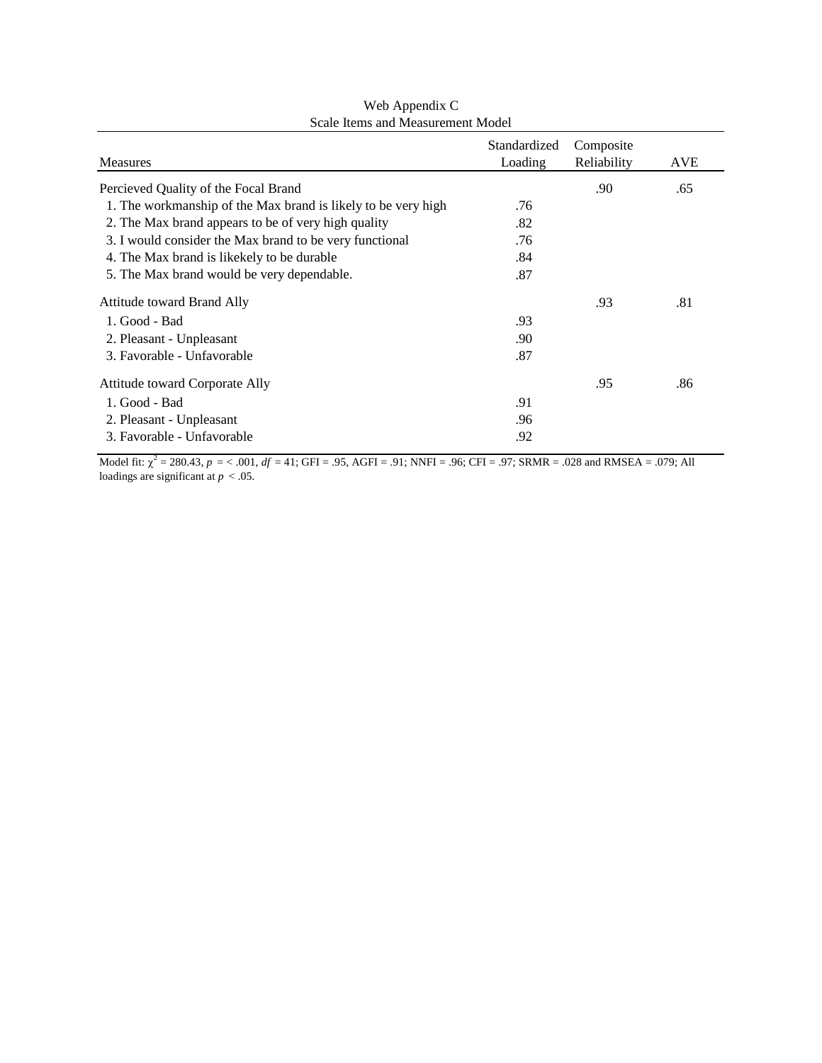Web Appendix C

Scale Items and Measurement Model

| Measures | Standardized Loading | Composite Reliability | AVE |
|---|---|---|---|
| Percieved Quality of the Focal Brand | | .90 | .65 |
| 1. The workmanship of the Max brand is likely to be very high | .76 | | |
| 2. The Max brand appears to be of very high quality | .82 | | |
| 3. I would consider the Max brand to be very functional | .76 | | |
| 4. The Max brand is likekely to be durable | .84 | | |
| 5. The Max brand would be very dependable. | .87 | | |
| Attitude toward Brand Ally | | .93 | .81 |
| 1. Good - Bad | .93 | | |
| 2. Pleasant - Unpleasant | .90 | | |
| 3. Favorable - Unfavorable | .87 | | |
| Attitude toward Corporate Ally | | .95 | .86 |
| 1. Good - Bad | .91 | | |
| 2. Pleasant - Unpleasant | .96 | | |
| 3. Favorable - Unfavorable | .92 | | |

Model fit: $\chi^2$ = 280.43, $p$ = < .001, $df$ = 41; GFI = .95, AGFI = .91; NNFI = .96; CFI = .97; SRMR = .028 and RMSEA = .079; All loadings are significant at $p < .05$.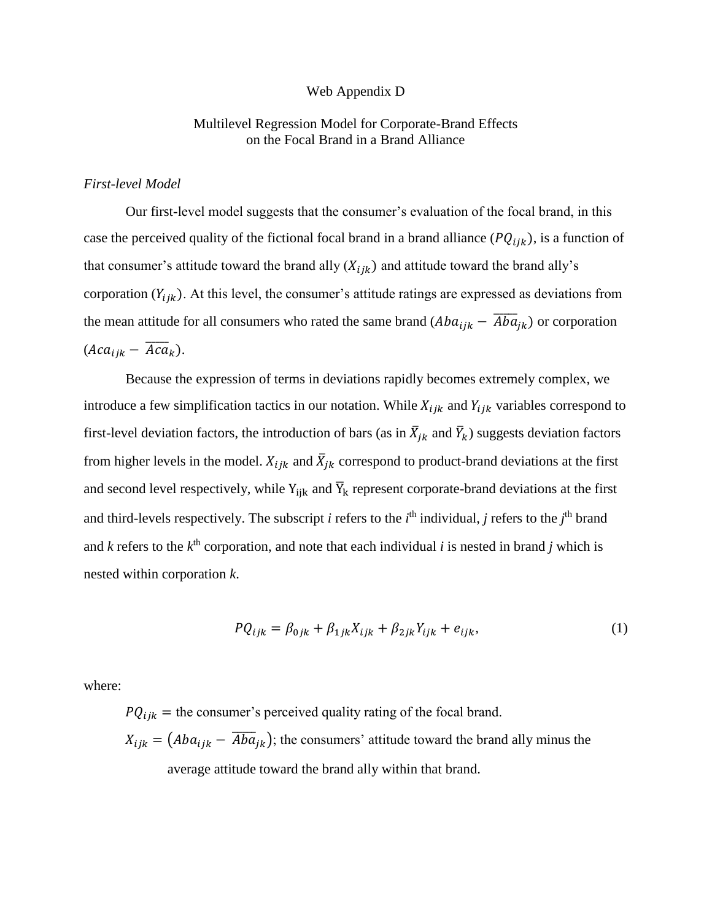Web Appendix D

Multilevel Regression Model for Corporate-Brand Effects on the Focal Brand in a Brand Alliance

*First-level Model*

Our first-level model suggests that the consumer's evaluation of the focal brand, in this case the perceived quality of the fictional focal brand in a brand alliance ($PQ_{ijk}$), is a function of that consumer's attitude toward the brand ally ($X_{ijk}$) and attitude toward the brand ally's corporation ($Y_{ijk}$). At this level, the consumer's attitude ratings are expressed as deviations from the mean attitude for all consumers who rated the same brand ($Aba_{ijk} - \overline{Aba}_{jk}$) or corporation ($Aca_{ijk} - \overline{Aca}_{k}$).

Because the expression of terms in deviations rapidly becomes extremely complex, we introduce a few simplification tactics in our notation. While $X_{ijk}$ and $Y_{ijk}$ variables correspond to first-level deviation factors, the introduction of bars (as in $\bar{X}_{jk}$ and $\bar{Y}_{k}$) suggests deviation factors from higher levels in the model. $X_{ijk}$ and $\bar{X}_{jk}$ correspond to product-brand deviations at the first and second level respectively, while $Y_{ijk}$ and $\bar{Y}_{k}$ represent corporate-brand deviations at the first and third-levels respectively. The subscript *i* refers to the *i*th individual, *j* refers to the *j*th brand and *k* refers to the *k*th corporation, and note that each individual *i* is nested in brand *j* which is nested within corporation *k*.

$$PQ_{ijk} = \beta_{0jk} + \beta_{1jk}X_{ijk} + \beta_{2jk}Y_{ijk} + e_{ijk}, \tag{1}$$

where:

$PQ_{ijk}$ = the consumer's perceived quality rating of the focal brand.

$X_{ijk} = \left(Aba_{ijk} - \overline{Aba}_{jk}\right)$; the consumers' attitude toward the brand ally minus the average attitude toward the brand ally within that brand.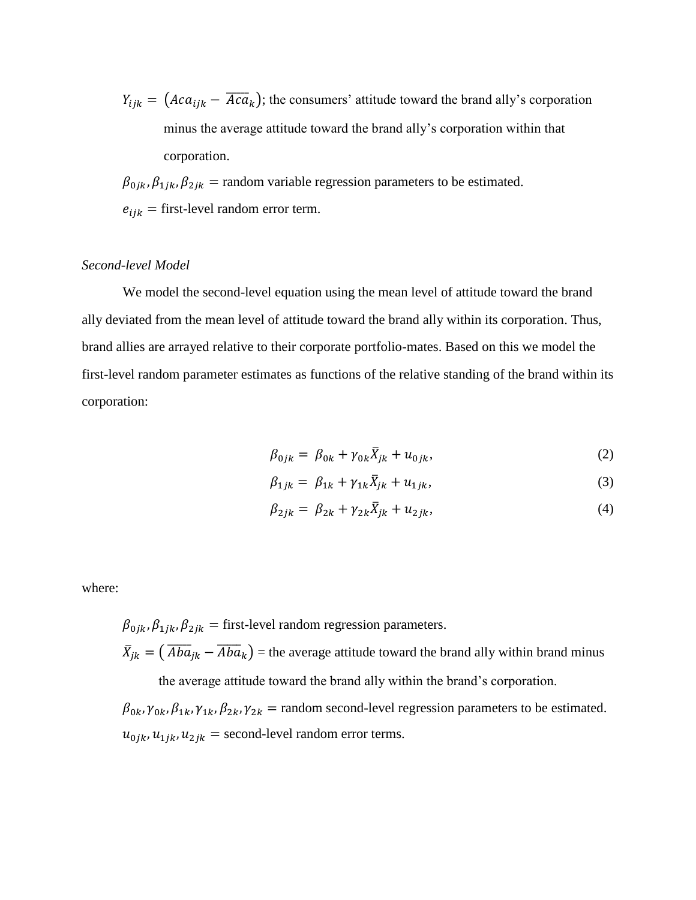$Y_{ijk} = \left(Aca_{ijk} - \overline{Aca}_k\right)$; the consumers' attitude toward the brand ally's corporation minus the average attitude toward the brand ally's corporation within that corporation.

$\beta_{0jk}, \beta_{1jk}, \beta_{2jk}$ = random variable regression parameters to be estimated.

$e_{ijk}$ = first-level random error term.

*Second-level Model*

We model the second-level equation using the mean level of attitude toward the brand ally deviated from the mean level of attitude toward the brand ally within its corporation. Thus, brand allies are arrayed relative to their corporate portfolio-mates. Based on this we model the first-level random parameter estimates as functions of the relative standing of the brand within its corporation:

$$\beta_{0jk} = \beta_{0k} + \gamma_{0k}\bar{X}_{jk} + u_{0jk}, \tag{2}$$

$$\beta_{1jk} = \beta_{1k} + \gamma_{1k}\bar{X}_{jk} + u_{1jk}, \tag{3}$$

$$\beta_{2jk} = \beta_{2k} + \gamma_{2k}\bar{X}_{jk} + u_{2jk}, \tag{4}$$

where:

$\beta_{0jk}, \beta_{1jk}, \beta_{2jk}$ = first-level random regression parameters.

$\bar{X}_{jk} = \left(\overline{Aba}_{jk} - \overline{Aba}_k\right)$ = the average attitude toward the brand ally within brand minus the average attitude toward the brand ally within the brand's corporation.

$\beta_{0k}, \gamma_{0k}, \beta_{1k}, \gamma_{1k}, \beta_{2k}, \gamma_{2k}$ = random second-level regression parameters to be estimated.

$u_{0jk}, u_{1jk}, u_{2jk}$ = second-level random error terms.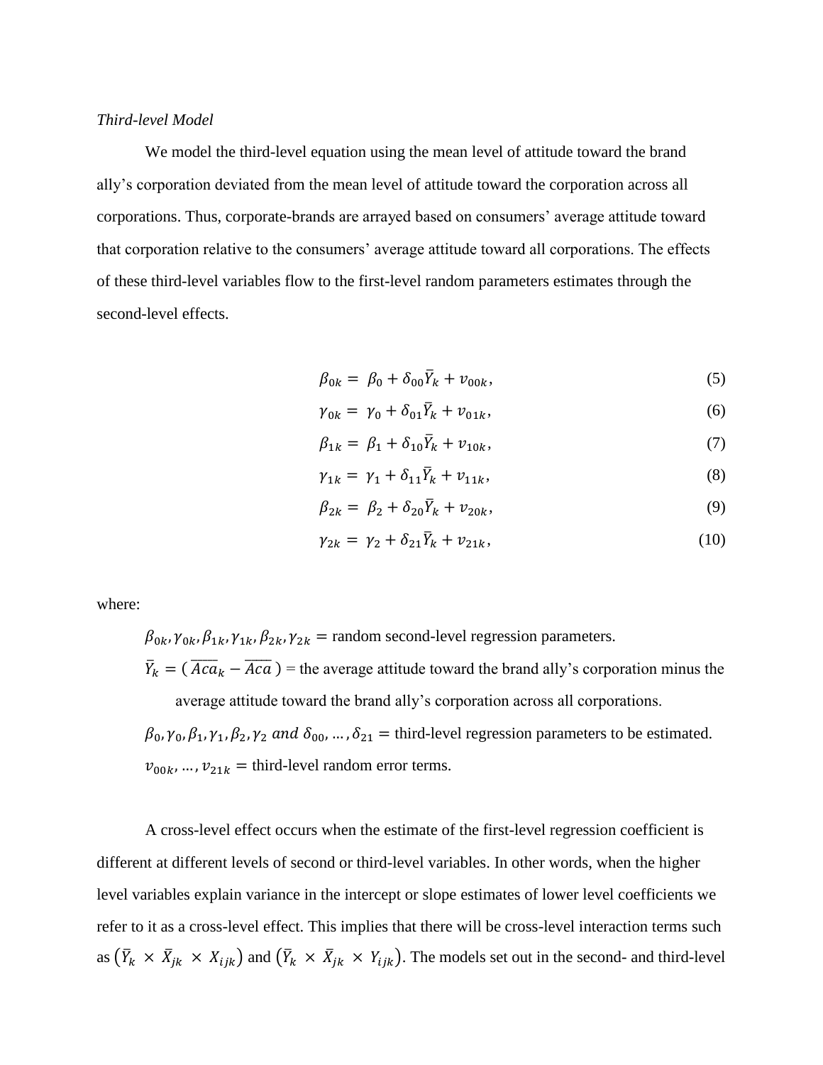*Third-level Model*

We model the third-level equation using the mean level of attitude toward the brand ally's corporation deviated from the mean level of attitude toward the corporation across all corporations. Thus, corporate-brands are arrayed based on consumers' average attitude toward that corporation relative to the consumers' average attitude toward all corporations. The effects of these third-level variables flow to the first-level random parameters estimates through the second-level effects.

$$\beta_{0k} = \beta_0 + \delta_{00}\bar{Y}_k + v_{00k}, \tag{5}$$

$$\gamma_{0k} = \gamma_0 + \delta_{01}\bar{Y}_k + v_{01k}, \tag{6}$$

$$\beta_{1k} = \beta_1 + \delta_{10}\bar{Y}_k + v_{10k}, \tag{7}$$

$$\gamma_{1k} = \gamma_1 + \delta_{11}\bar{Y}_k + v_{11k}, \tag{8}$$

$$\beta_{2k} = \beta_2 + \delta_{20}\bar{Y}_k + v_{20k}, \tag{9}$$

$$\gamma_{2k} = \gamma_2 + \delta_{21}\bar{Y}_k + v_{21k}, \tag{10}$$

where:

$\beta_{0k}, \gamma_{0k}, \beta_{1k}, \gamma_{1k}, \beta_{2k}, \gamma_{2k}$ = random second-level regression parameters.

$\bar{Y}_k = (\overline{Aca}_k - \overline{Aca})$ = the average attitude toward the brand ally's corporation minus the average attitude toward the brand ally's corporation across all corporations.

$\beta_0, \gamma_0, \beta_1, \gamma_1, \beta_2, \gamma_2$ *and* $\delta_{00}, \ldots, \delta_{21}$ = third-level regression parameters to be estimated.

$v_{00k}, \ldots, v_{21k}$ = third-level random error terms.

A cross-level effect occurs when the estimate of the first-level regression coefficient is different at different levels of second or third-level variables. In other words, when the higher level variables explain variance in the intercept or slope estimates of lower level coefficients we refer to it as a cross-level effect. This implies that there will be cross-level interaction terms such as $(\bar{Y}_k \times \bar{X}_{jk} \times X_{ijk})$ and $(\bar{Y}_k \times \bar{X}_{jk} \times Y_{ijk})$. The models set out in the second- and third-level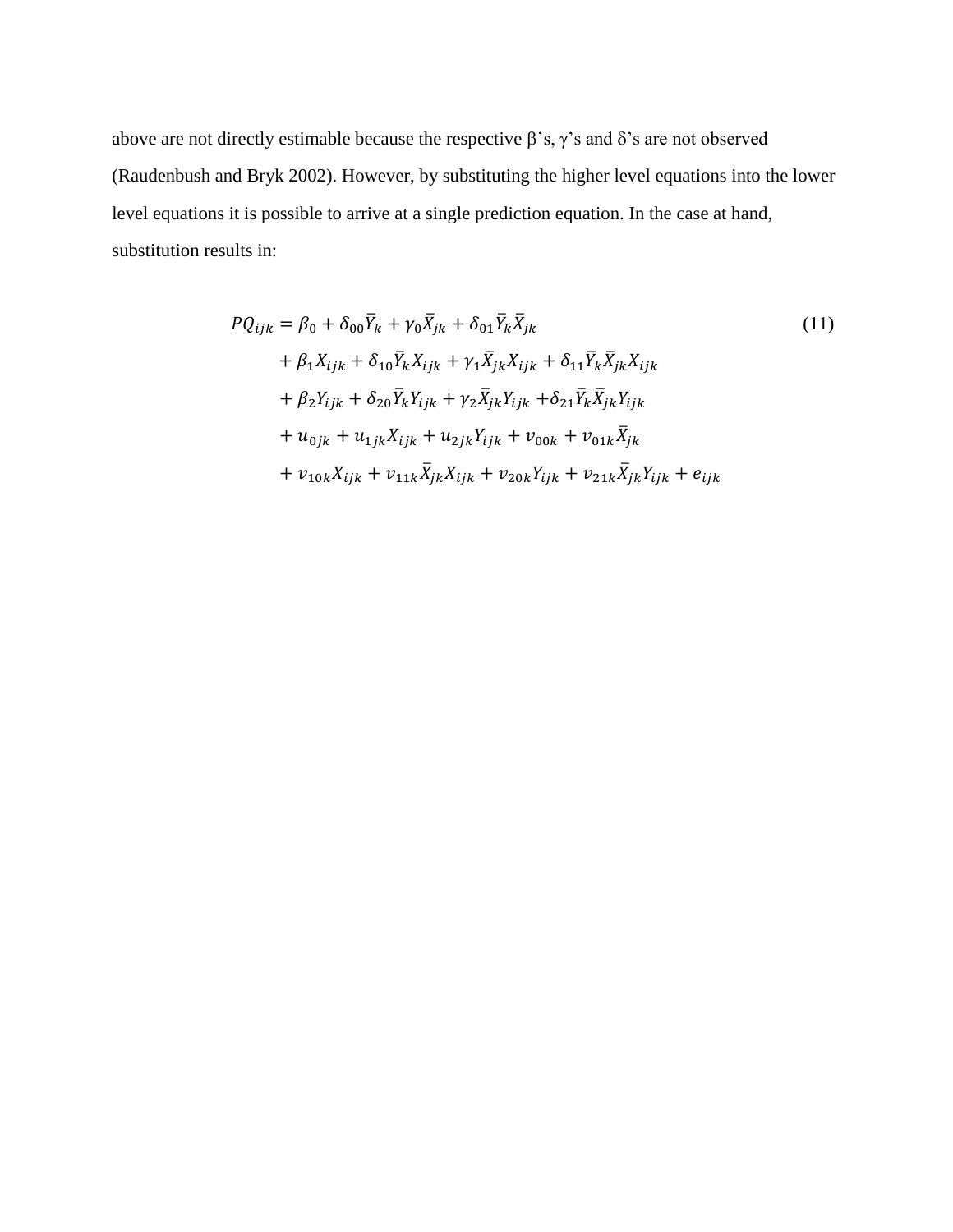above are not directly estimable because the respective β's, γ's and δ's are not observed (Raudenbush and Bryk 2002). However, by substituting the higher level equations into the lower level equations it is possible to arrive at a single prediction equation. In the case at hand, substitution results in:

$$
\begin{aligned}
PQ_{ijk} = {} & \beta_0 + \delta_{00}\bar{Y}_k + \gamma_0\bar{X}_{jk} + \delta_{01}\bar{Y}_k\bar{X}_{jk} \\
& + \beta_1 X_{ijk} + \delta_{10}\bar{Y}_k X_{ijk} + \gamma_1\bar{X}_{jk}X_{ijk} + \delta_{11}\bar{Y}_k\bar{X}_{jk}X_{ijk} \\
& + \beta_2 Y_{ijk} + \delta_{20}\bar{Y}_k Y_{ijk} + \gamma_2\bar{X}_{jk}Y_{ijk} + \delta_{21}\bar{Y}_k\bar{X}_{jk}Y_{ijk} \\
& + u_{0jk} + u_{1jk}X_{ijk} + u_{2jk}Y_{ijk} + v_{00k} + v_{01k}\bar{X}_{jk} \\
& + v_{10k}X_{ijk} + v_{11k}\bar{X}_{jk}X_{ijk} + v_{20k}Y_{ijk} + v_{21k}\bar{X}_{jk}Y_{ijk} + e_{ijk}
\end{aligned}
\tag{11}
$$